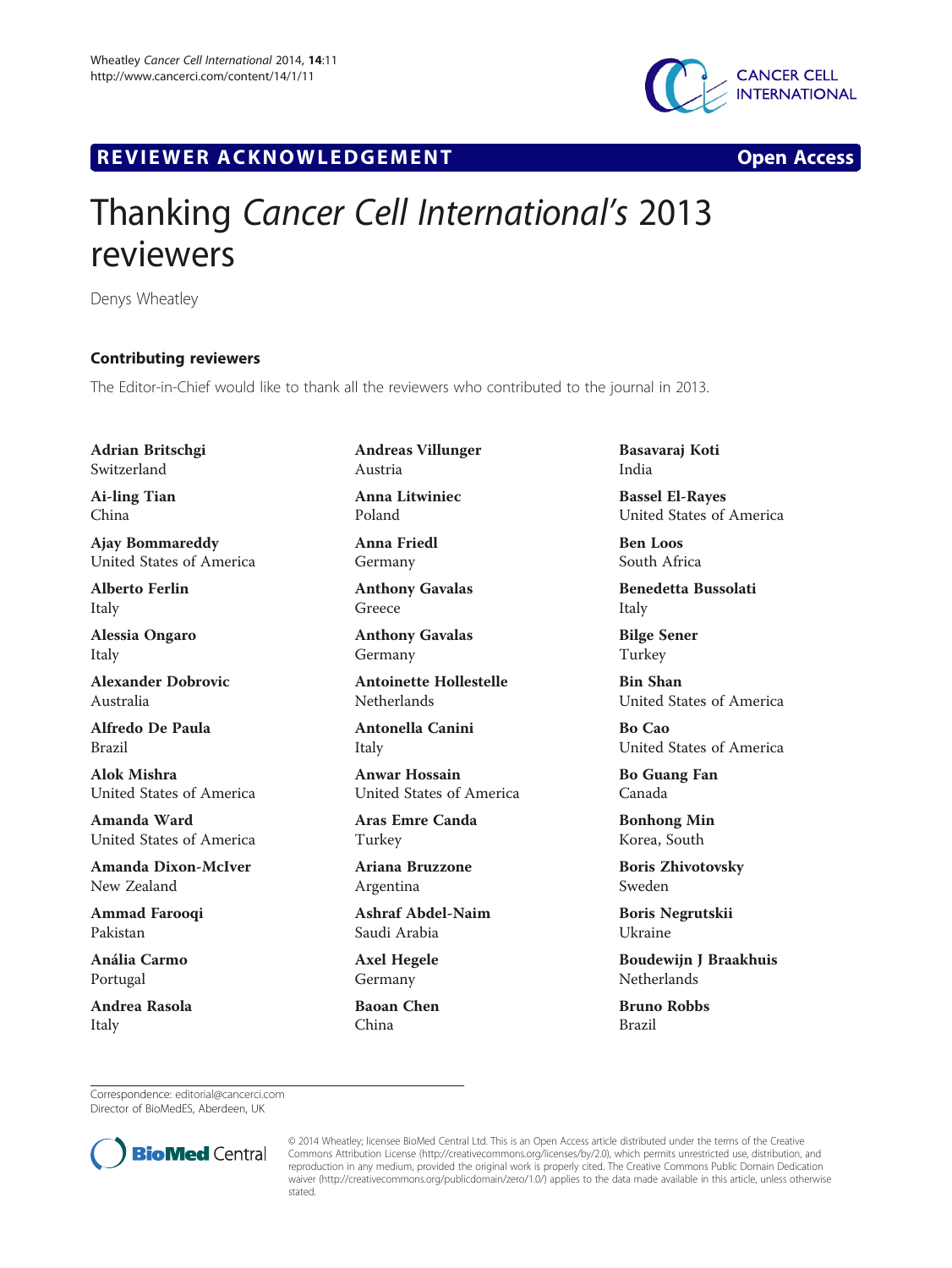REVIEWER ACKNOWLEDGEMENT

Open Access

# Thanking *Cancer Cell International's* 2013 reviewers

Denys Wheatley

## Contributing reviewers

The Editor-in-Chief would like to thank all the reviewers who contributed to the journal in 2013.

**Adrian Britschgi**
Switzerland

**Ai-ling Tian**
China

**Ajay Bommareddy**
United States of America

**Alberto Ferlin**
Italy

**Alessia Ongaro**
Italy

**Alexander Dobrovic**
Australia

**Alfredo De Paula**
Brazil

**Alok Mishra**
United States of America

**Amanda Ward**
United States of America

**Amanda Dixon-McIver**
New Zealand

**Ammad Farooqi**
Pakistan

**Anália Carmo**
Portugal

**Andrea Rasola**
Italy

**Andreas Villunger**
Austria

**Anna Litwiniec**
Poland

**Anna Friedl**
Germany

**Anthony Gavalas**
Greece

**Anthony Gavalas**
Germany

**Antoinette Hollestelle**
Netherlands

**Antonella Canini**
Italy

**Anwar Hossain**
United States of America

**Aras Emre Canda**
Turkey

**Ariana Bruzzone**
Argentina

**Ashraf Abdel-Naim**
Saudi Arabia

**Axel Hegele**
Germany

**Baoan Chen**
China

**Basavaraj Koti**
India

**Bassel El-Rayes**
United States of America

**Ben Loos**
South Africa

**Benedetta Bussolati**
Italy

**Bilge Sener**
Turkey

**Bin Shan**
United States of America

**Bo Cao**
United States of America

**Bo Guang Fan**
Canada

**Bonhong Min**
Korea, South

**Boris Zhivotovsky**
Sweden

**Boris Negrutskii**
Ukraine

**Boudewijn J Braakhuis**
Netherlands

**Bruno Robbs**
Brazil

Correspondence: editorial@cancerci.com
Director of BioMedES, Aberdeen, UK

© 2014 Wheatley; licensee BioMed Central Ltd. This is an Open Access article distributed under the terms of the Creative Commons Attribution License (http://creativecommons.org/licenses/by/2.0), which permits unrestricted use, distribution, and reproduction in any medium, provided the original work is properly cited. The Creative Commons Public Domain Dedication waiver (http://creativecommons.org/publicdomain/zero/1.0/) applies to the data made available in this article, unless otherwise stated.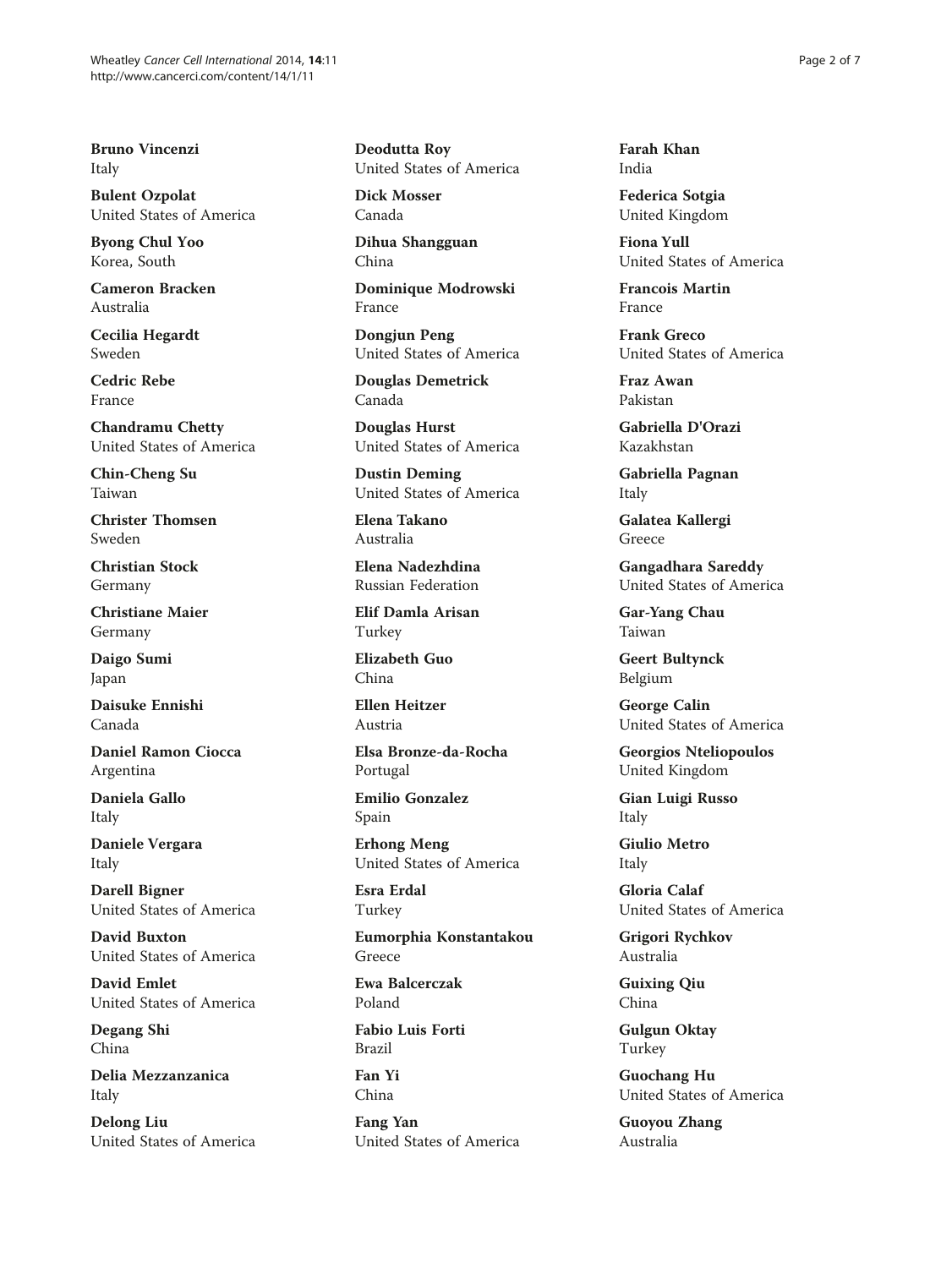**Bruno Vincenzi**
Italy

**Bulent Ozpolat**
United States of America

**Byong Chul Yoo**
Korea, South

**Cameron Bracken**
Australia

**Cecilia Hegardt**
Sweden

**Cedric Rebe**
France

**Chandramu Chetty**
United States of America

**Chin-Cheng Su**
Taiwan

**Christer Thomsen**
Sweden

**Christian Stock**
Germany

**Christiane Maier**
Germany

**Daigo Sumi**
Japan

**Daisuke Ennishi**
Canada

**Daniel Ramon Ciocca**
Argentina

**Daniela Gallo**
Italy

**Daniele Vergara**
Italy

**Darell Bigner**
United States of America

**David Buxton**
United States of America

**David Emlet**
United States of America

**Degang Shi**
China

**Delia Mezzanzanica**
Italy

**Delong Liu**
United States of America

**Deodutta Roy**
United States of America

**Dick Mosser**
Canada

**Dihua Shangguan**
China

**Dominique Modrowski**
France

**Dongjun Peng**
United States of America

**Douglas Demetrick**
Canada

**Douglas Hurst**
United States of America

**Dustin Deming**
United States of America

**Elena Takano**
Australia

**Elena Nadezhdina**
Russian Federation

**Elif Damla Arisan**
Turkey

**Elizabeth Guo**
China

**Ellen Heitzer**
Austria

**Elsa Bronze-da-Rocha**
Portugal

**Emilio Gonzalez**
Spain

**Erhong Meng**
United States of America

**Esra Erdal**
Turkey

**Eumorphia Konstantakou**
Greece

**Ewa Balcerczak**
Poland

**Fabio Luis Forti**
Brazil

**Fan Yi**
China

**Fang Yan**
United States of America

**Farah Khan**
India

**Federica Sotgia**
United Kingdom

**Fiona Yull**
United States of America

**Francois Martin**
France

**Frank Greco**
United States of America

**Fraz Awan**
Pakistan

**Gabriella D'Orazi**
Kazakhstan

**Gabriella Pagnan**
Italy

**Galatea Kallergi**
Greece

**Gangadhara Sareddy**
United States of America

**Gar-Yang Chau**
Taiwan

**Geert Bultynck**
Belgium

**George Calin**
United States of America

**Georgios Nteliopoulos**
United Kingdom

**Gian Luigi Russo**
Italy

**Giulio Metro**
Italy

**Gloria Calaf**
United States of America

**Grigori Rychkov**
Australia

**Guixing Qiu**
China

**Gulgun Oktay**
Turkey

**Guochang Hu**
United States of America

**Guoyou Zhang**
Australia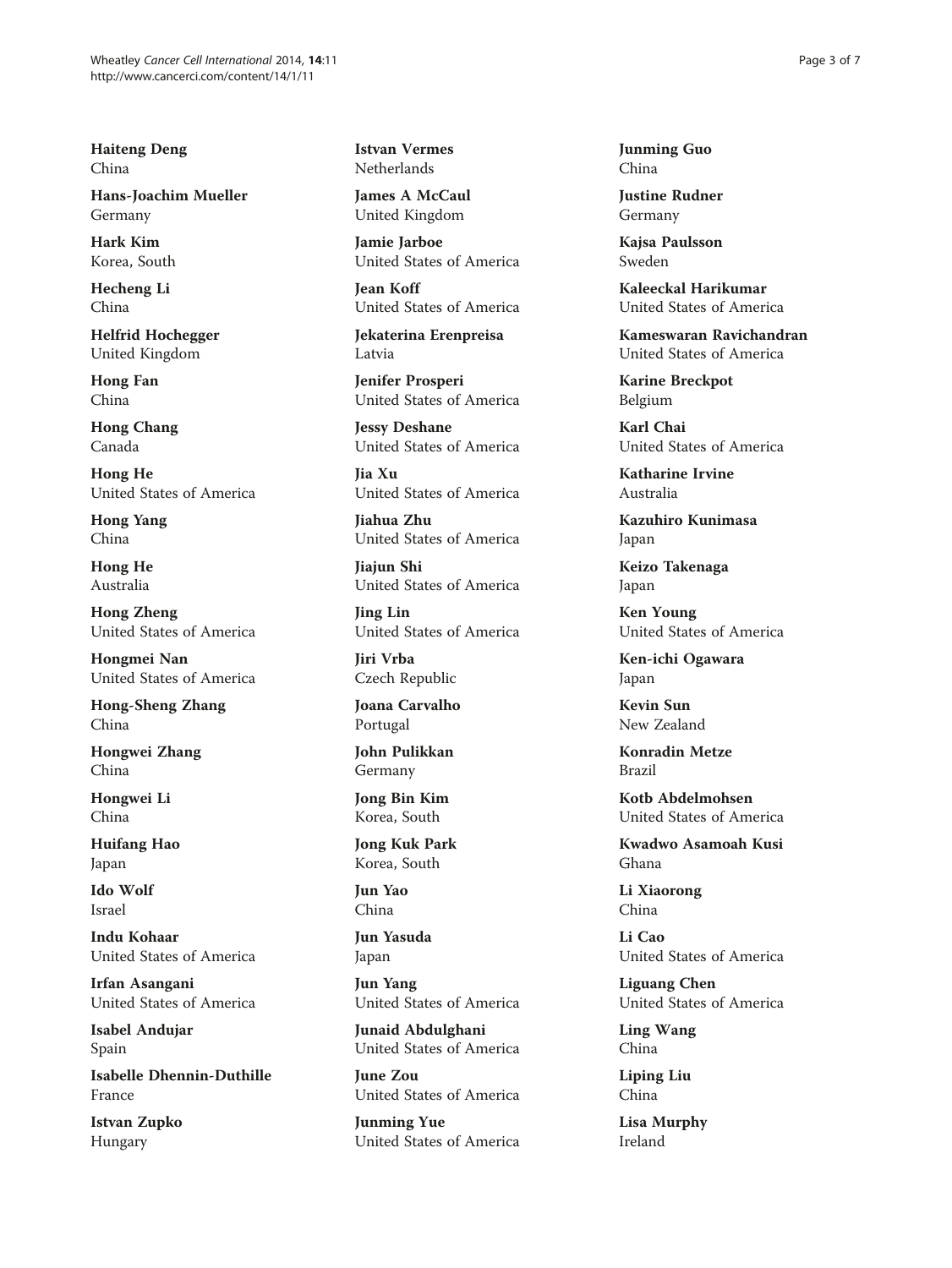**Haiteng Deng**
China

**Hans-Joachim Mueller**
Germany

**Hark Kim**
Korea, South

**Hecheng Li**
China

**Helfrid Hochegger**
United Kingdom

**Hong Fan**
China

**Hong Chang**
Canada

**Hong He**
United States of America

**Hong Yang**
China

**Hong He**
Australia

**Hong Zheng**
United States of America

**Hongmei Nan**
United States of America

**Hong-Sheng Zhang**
China

**Hongwei Zhang**
China

**Hongwei Li**
China

**Huifang Hao**
Japan

**Ido Wolf**
Israel

**Indu Kohaar**
United States of America

**Irfan Asangani**
United States of America

**Isabel Andujar**
Spain

**Isabelle Dhennin-Duthille**
France

**Istvan Zupko**
Hungary

**Istvan Vermes**
Netherlands

**James A McCaul**
United Kingdom

**Jamie Jarboe**
United States of America

**Jean Koff**
United States of America

**Jekaterina Erenpreisa**
Latvia

**Jenifer Prosperi**
United States of America

**Jessy Deshane**
United States of America

**Jia Xu**
United States of America

**Jiahua Zhu**
United States of America

**Jiajun Shi**
United States of America

**Jing Lin**
United States of America

**Jiri Vrba**
Czech Republic

**Joana Carvalho**
Portugal

**John Pulikkan**
Germany

**Jong Bin Kim**
Korea, South

**Jong Kuk Park**
Korea, South

**Jun Yao**
China

**Jun Yasuda**
Japan

**Jun Yang**
United States of America

**Junaid Abdulghani**
United States of America

**June Zou**
United States of America

**Junming Yue**
United States of America

**Junming Guo**
China

**Justine Rudner**
Germany

**Kajsa Paulsson**
Sweden

**Kaleeckal Harikumar**
United States of America

**Kameswaran Ravichandran**
United States of America

**Karine Breckpot**
Belgium

**Karl Chai**
United States of America

**Katharine Irvine**
Australia

**Kazuhiro Kunimasa**
Japan

**Keizo Takenaga**
Japan

**Ken Young**
United States of America

**Ken-ichi Ogawara**
Japan

**Kevin Sun**
New Zealand

**Konradin Metze**
Brazil

**Kotb Abdelmohsen**
United States of America

**Kwadwo Asamoah Kusi**
Ghana

**Li Xiaorong**
China

**Li Cao**
United States of America

**Liguang Chen**
United States of America

**Ling Wang**
China

**Liping Liu**
China

**Lisa Murphy**
Ireland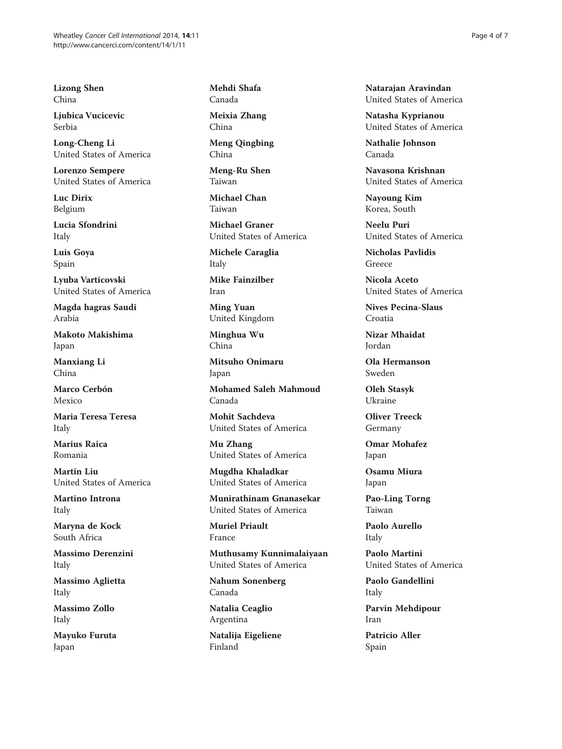**Lizong Shen**
China

**Ljubica Vucicevic**
Serbia

**Long-Cheng Li**
United States of America

**Lorenzo Sempere**
United States of America

**Luc Dirix**
Belgium

**Lucia Sfondrini**
Italy

**Luis Goya**
Spain

**Lyuba Varticovski**
United States of America

**Magda hagras Saudi**
Arabia

**Makoto Makishima**
Japan

**Manxiang Li**
China

**Marco Cerbón**
Mexico

**Maria Teresa Teresa**
Italy

**Marius Raica**
Romania

**Martin Liu**
United States of America

**Martino Introna**
Italy

**Maryna de Kock**
South Africa

**Massimo Derenzini**
Italy

**Massimo Aglietta**
Italy

**Massimo Zollo**
Italy

**Mayuko Furuta**
Japan

**Mehdi Shafa**
Canada

**Meixia Zhang**
China

**Meng Qingbing**
China

**Meng-Ru Shen**
Taiwan

**Michael Chan**
Taiwan

**Michael Graner**
United States of America

**Michele Caraglia**
Italy

**Mike Fainzilber**
Iran

**Ming Yuan**
United Kingdom

**Minghua Wu**
China

**Mitsuho Onimaru**
Japan

**Mohamed Saleh Mahmoud**
Canada

**Mohit Sachdeva**
United States of America

**Mu Zhang**
United States of America

**Mugdha Khaladkar**
United States of America

**Munirathinam Gnanasekar**
United States of America

**Muriel Priault**
France

**Muthusamy Kunnimalaiyaan**
United States of America

**Nahum Sonenberg**
Canada

**Natalia Ceaglio**
Argentina

**Natalija Eigeliene**
Finland

**Natarajan Aravindan**
United States of America

**Natasha Kyprianou**
United States of America

**Nathalie Johnson**
Canada

**Navasona Krishnan**
United States of America

**Nayoung Kim**
Korea, South

**Neelu Puri**
United States of America

**Nicholas Pavlidis**
Greece

**Nicola Aceto**
United States of America

**Nives Pecina-Slaus**
Croatia

**Nizar Mhaidat**
Jordan

**Ola Hermanson**
Sweden

**Oleh Stasyk**
Ukraine

**Oliver Treeck**
Germany

**Omar Mohafez**
Japan

**Osamu Miura**
Japan

**Pao-Ling Torng**
Taiwan

**Paolo Aurello**
Italy

**Paolo Martini**
United States of America

**Paolo Gandellini**
Italy

**Parvin Mehdipour**
Iran

**Patricio Aller**
Spain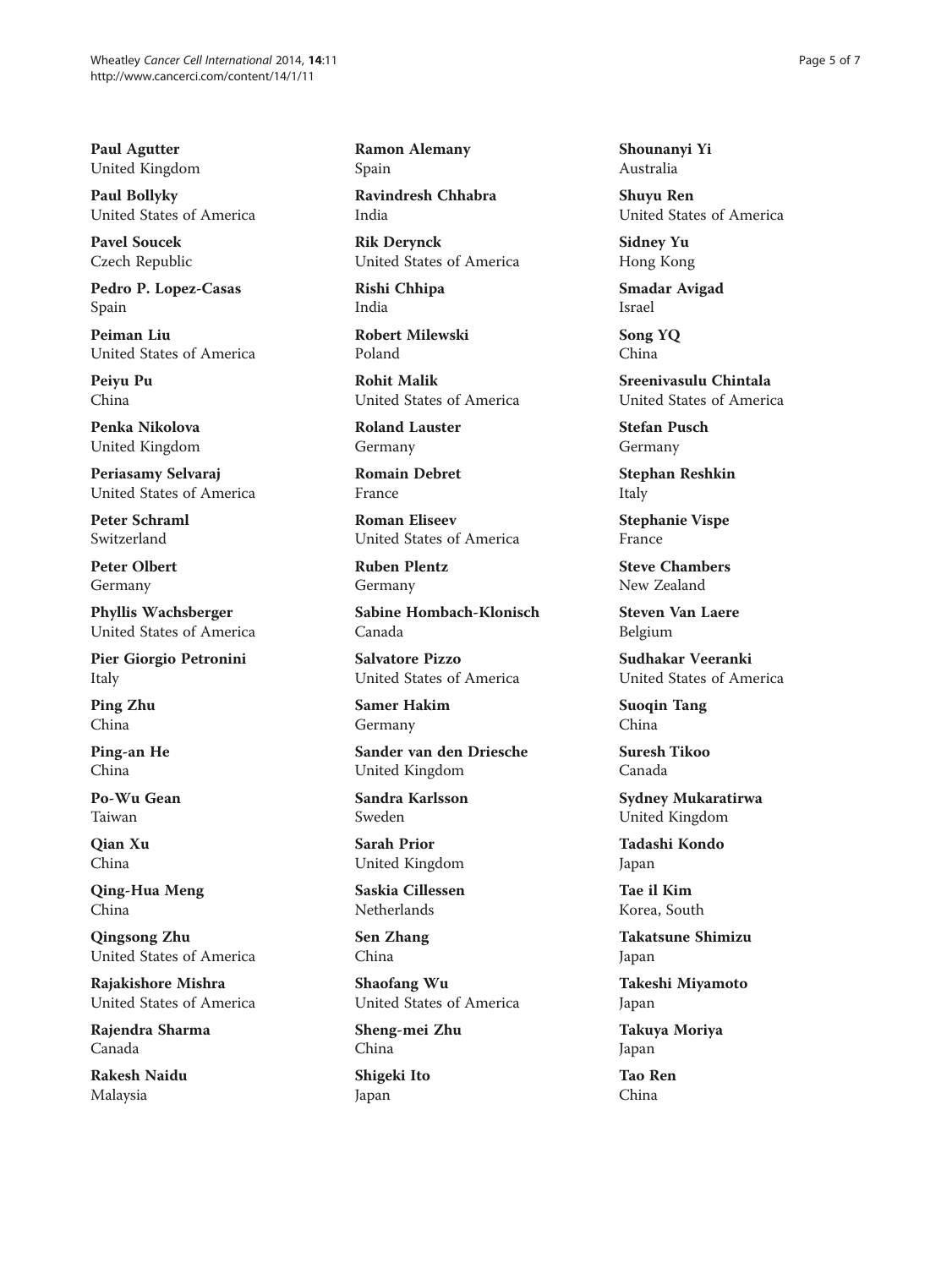**Paul Agutter**
United Kingdom

**Paul Bollyky**
United States of America

**Pavel Soucek**
Czech Republic

**Pedro P. Lopez-Casas**
Spain

**Peiman Liu**
United States of America

**Peiyu Pu**
China

**Penka Nikolova**
United Kingdom

**Periasamy Selvaraj**
United States of America

**Peter Schraml**
Switzerland

**Peter Olbert**
Germany

**Phyllis Wachsberger**
United States of America

**Pier Giorgio Petronini**
Italy

**Ping Zhu**
China

**Ping-an He**
China

**Po-Wu Gean**
Taiwan

**Qian Xu**
China

**Qing-Hua Meng**
China

**Qingsong Zhu**
United States of America

**Rajakishore Mishra**
United States of America

**Rajendra Sharma**
Canada

**Rakesh Naidu**
Malaysia

**Ramon Alemany**
Spain

**Ravindresh Chhabra**
India

**Rik Derynck**
United States of America

**Rishi Chhipa**
India

**Robert Milewski**
Poland

**Rohit Malik**
United States of America

**Roland Lauster**
Germany

**Romain Debret**
France

**Roman Eliseev**
United States of America

**Ruben Plentz**
Germany

**Sabine Hombach-Klonisch**
Canada

**Salvatore Pizzo**
United States of America

**Samer Hakim**
Germany

**Sander van den Driesche**
United Kingdom

**Sandra Karlsson**
Sweden

**Sarah Prior**
United Kingdom

**Saskia Cillessen**
Netherlands

**Sen Zhang**
China

**Shaofang Wu**
United States of America

**Sheng-mei Zhu**
China

**Shigeki Ito**
Japan

**Shounanyi Yi**
Australia

**Shuyu Ren**
United States of America

**Sidney Yu**
Hong Kong

**Smadar Avigad**
Israel

**Song YQ**
China

**Sreenivasulu Chintala**
United States of America

**Stefan Pusch**
Germany

**Stephan Reshkin**
Italy

**Stephanie Vispe**
France

**Steve Chambers**
New Zealand

**Steven Van Laere**
Belgium

**Sudhakar Veeranki**
United States of America

**Suoqin Tang**
China

**Suresh Tikoo**
Canada

**Sydney Mukaratirwa**
United Kingdom

**Tadashi Kondo**
Japan

**Tae il Kim**
Korea, South

**Takatsune Shimizu**
Japan

**Takeshi Miyamoto**
Japan

**Takuya Moriya**
Japan

**Tao Ren**
China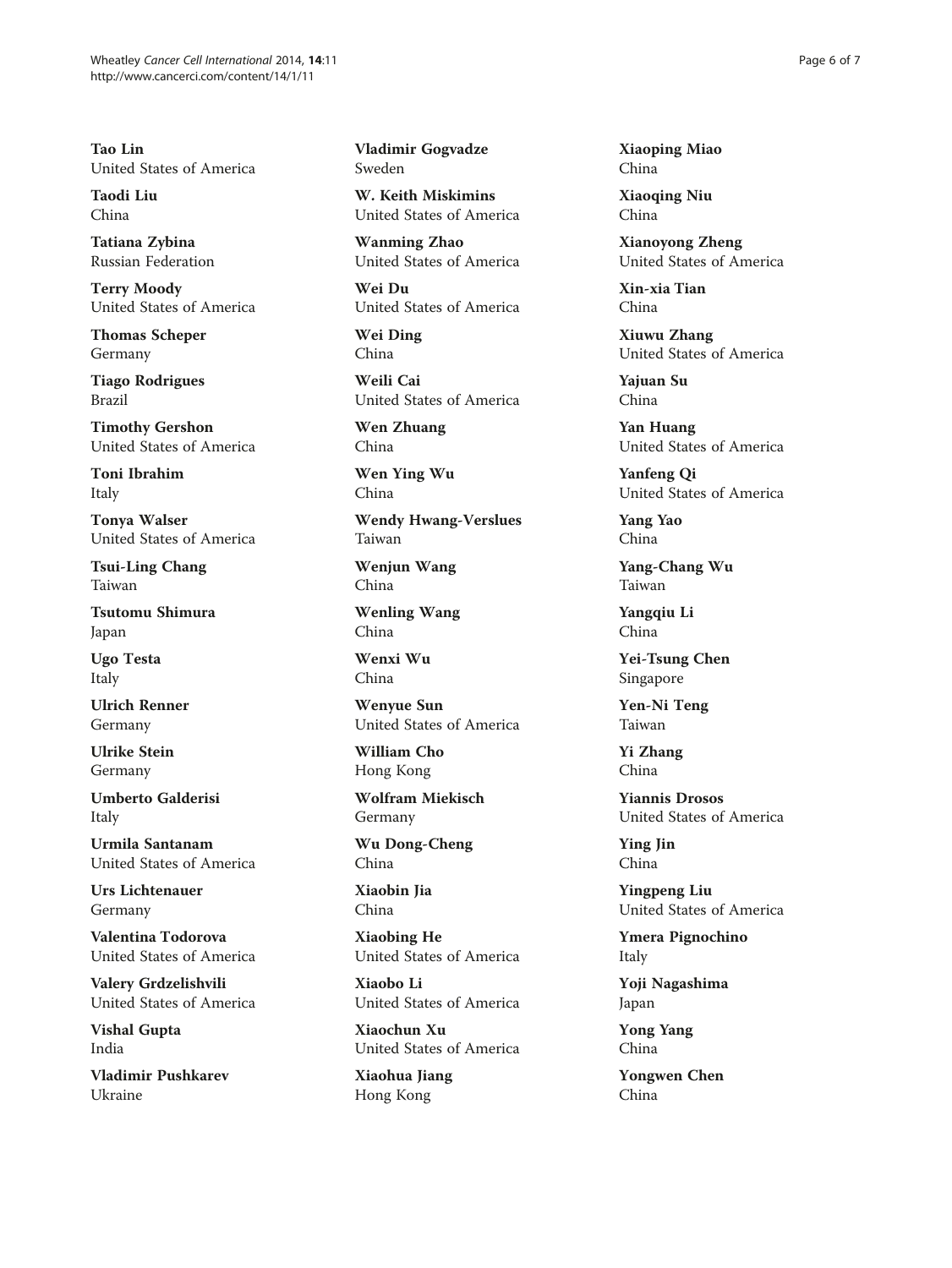**Tao Lin**
United States of America

**Taodi Liu**
China

**Tatiana Zybina**
Russian Federation

**Terry Moody**
United States of America

**Thomas Scheper**
Germany

**Tiago Rodrigues**
Brazil

**Timothy Gershon**
United States of America

**Toni Ibrahim**
Italy

**Tonya Walser**
United States of America

**Tsui-Ling Chang**
Taiwan

**Tsutomu Shimura**
Japan

**Ugo Testa**
Italy

**Ulrich Renner**
Germany

**Ulrike Stein**
Germany

**Umberto Galderisi**
Italy

**Urmila Santanam**
United States of America

**Urs Lichtenauer**
Germany

**Valentina Todorova**
United States of America

**Valery Grdzelishvili**
United States of America

**Vishal Gupta**
India

**Vladimir Pushkarev**
Ukraine

**Vladimir Gogvadze**
Sweden

**W. Keith Miskimins**
United States of America

**Wanming Zhao**
United States of America

**Wei Du**
United States of America

**Wei Ding**
China

**Weili Cai**
United States of America

**Wen Zhuang**
China

**Wen Ying Wu**
China

**Wendy Hwang-Verslues**
Taiwan

**Wenjun Wang**
China

**Wenling Wang**
China

**Wenxi Wu**
China

**Wenyue Sun**
United States of America

**William Cho**
Hong Kong

**Wolfram Miekisch**
Germany

**Wu Dong-Cheng**
China

**Xiaobin Jia**
China

**Xiaobing He**
United States of America

**Xiaobo Li**
United States of America

**Xiaochun Xu**
United States of America

**Xiaohua Jiang**
Hong Kong

**Xiaoping Miao**
China

**Xiaoqing Niu**
China

**Xianoyong Zheng**
United States of America

**Xin-xia Tian**
China

**Xiuwu Zhang**
United States of America

**Yajuan Su**
China

**Yan Huang**
United States of America

**Yanfeng Qi**
United States of America

**Yang Yao**
China

**Yang-Chang Wu**
Taiwan

**Yangqiu Li**
China

**Yei-Tsung Chen**
Singapore

**Yen-Ni Teng**
Taiwan

**Yi Zhang**
China

**Yiannis Drosos**
United States of America

**Ying Jin**
China

**Yingpeng Liu**
United States of America

**Ymera Pignochino**
Italy

**Yoji Nagashima**
Japan

**Yong Yang**
China

**Yongwen Chen**
China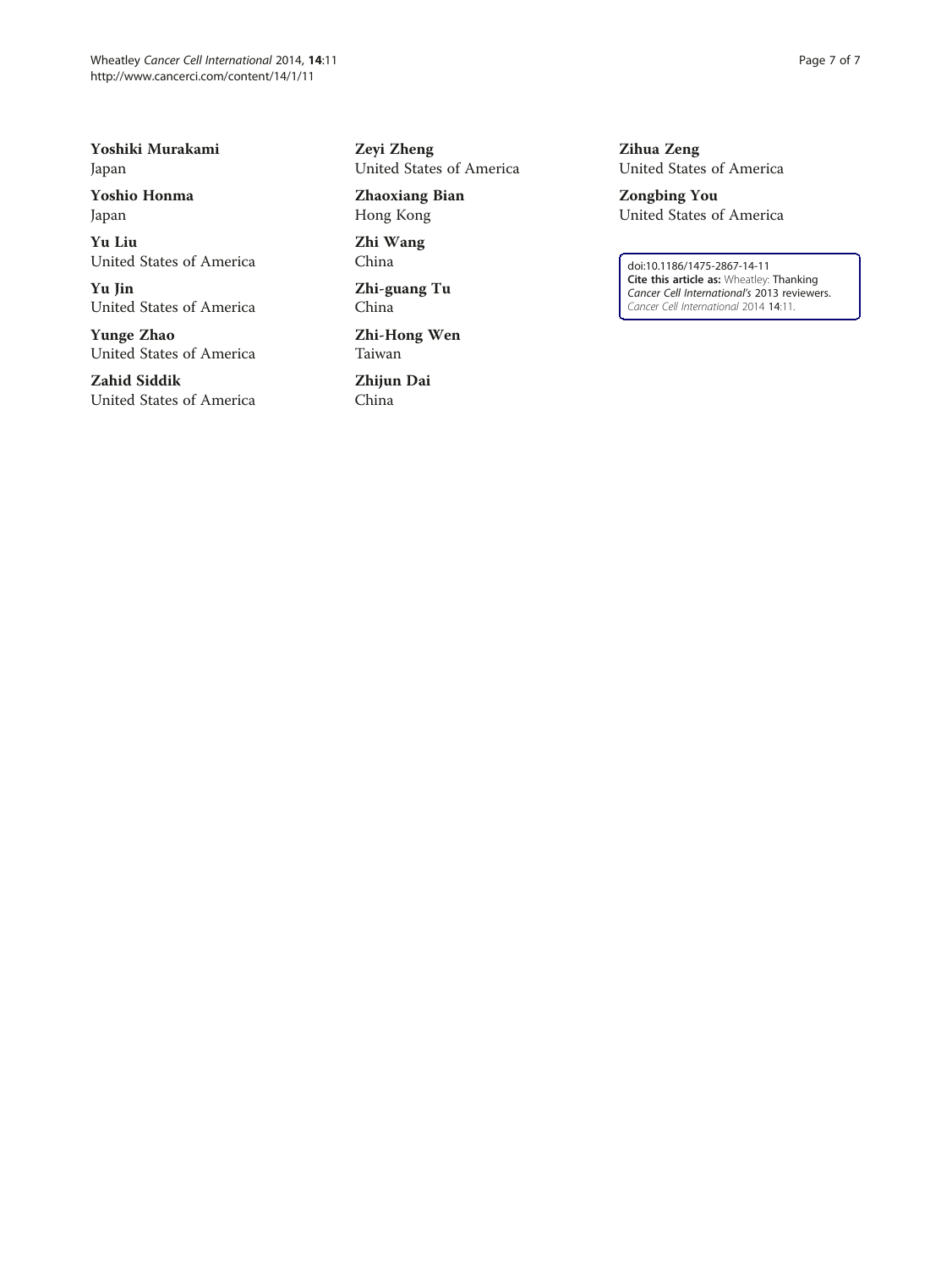**Yoshiki Murakami**
Japan

**Yoshio Honma**
Japan

**Yu Liu**
United States of America

**Yu Jin**
United States of America

**Yunge Zhao**
United States of America

**Zahid Siddik**
United States of America

**Zeyi Zheng**
United States of America

**Zhaoxiang Bian**
Hong Kong

**Zhi Wang**
China

**Zhi-guang Tu**
China

**Zhi-Hong Wen**
Taiwan

**Zhijun Dai**
China

**Zihua Zeng**
United States of America

**Zongbing You**
United States of America

doi:10.1186/1475-2867-14-11
**Cite this article as:** Wheatley: Thanking *Cancer Cell International's* 2013 reviewers. *Cancer Cell International* 2014 **14**:11.